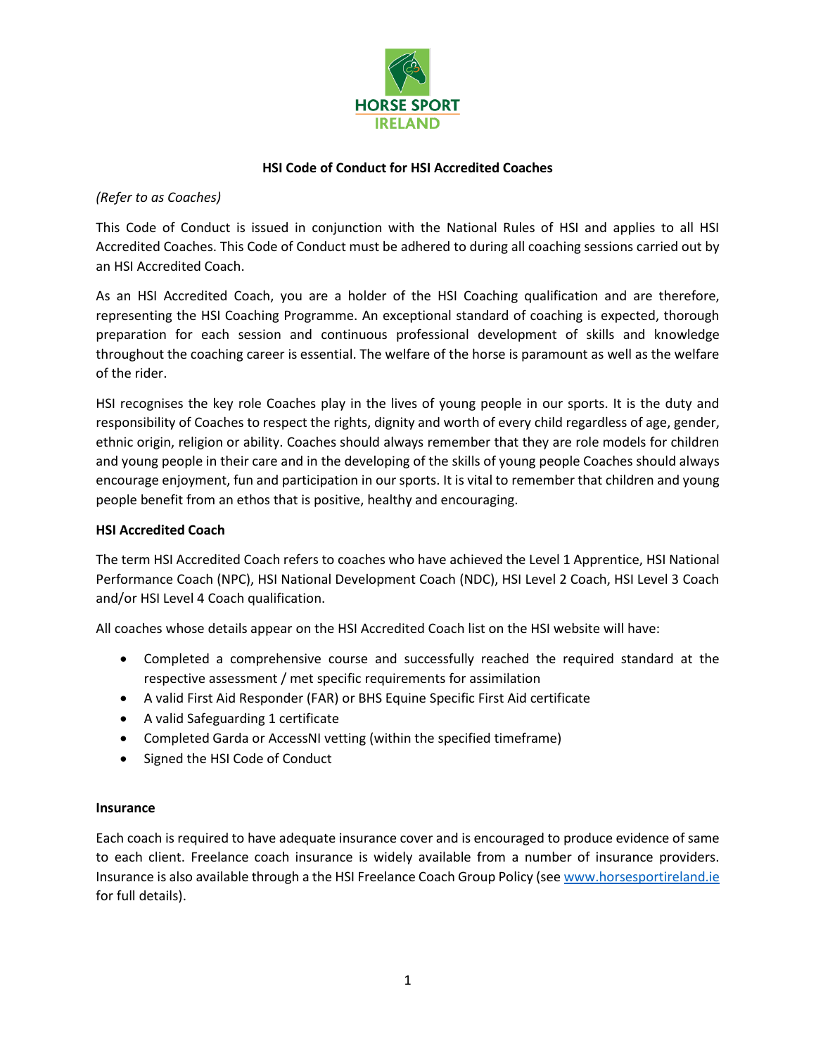# HSI Code of Conduct for HSI Accredited Coaches

*(Refer to as Coaches)*

This Code of Conduct is issued in conjunction with the National Rules of HSI and applies to all HSI Accredited Coaches. This Code of Conduct must be adhered to during all coaching sessions carried out by an HSI Accredited Coach.

As an HSI Accredited Coach, you are a holder of the HSI Coaching qualification and are therefore, representing the HSI Coaching Programme. An exceptional standard of coaching is expected, thorough preparation for each session and continuous professional development of skills and knowledge throughout the coaching career is essential. The welfare of the horse is paramount as well as the welfare of the rider.

HSI recognises the key role Coaches play in the lives of young people in our sports. It is the duty and responsibility of Coaches to respect the rights, dignity and worth of every child regardless of age, gender, ethnic origin, religion or ability. Coaches should always remember that they are role models for children and young people in their care and in the developing of the skills of young people Coaches should always encourage enjoyment, fun and participation in our sports. It is vital to remember that children and young people benefit from an ethos that is positive, healthy and encouraging.

## HSI Accredited Coach

The term HSI Accredited Coach refers to coaches who have achieved the Level 1 Apprentice, HSI National Performance Coach (NPC), HSI National Development Coach (NDC), HSI Level 2 Coach, HSI Level 3 Coach and/or HSI Level 4 Coach qualification.

All coaches whose details appear on the HSI Accredited Coach list on the HSI website will have:

- Completed a comprehensive course and successfully reached the required standard at the respective assessment / met specific requirements for assimilation
- A valid First Aid Responder (FAR) or BHS Equine Specific First Aid certificate
- A valid Safeguarding 1 certificate
- Completed Garda or AccessNI vetting (within the specified timeframe)
- Signed the HSI Code of Conduct

## Insurance

Each coach is required to have adequate insurance cover and is encouraged to produce evidence of same to each client. Freelance coach insurance is widely available from a number of insurance providers. Insurance is also available through a the HSI Freelance Coach Group Policy (see www.horsesportireland.ie for full details).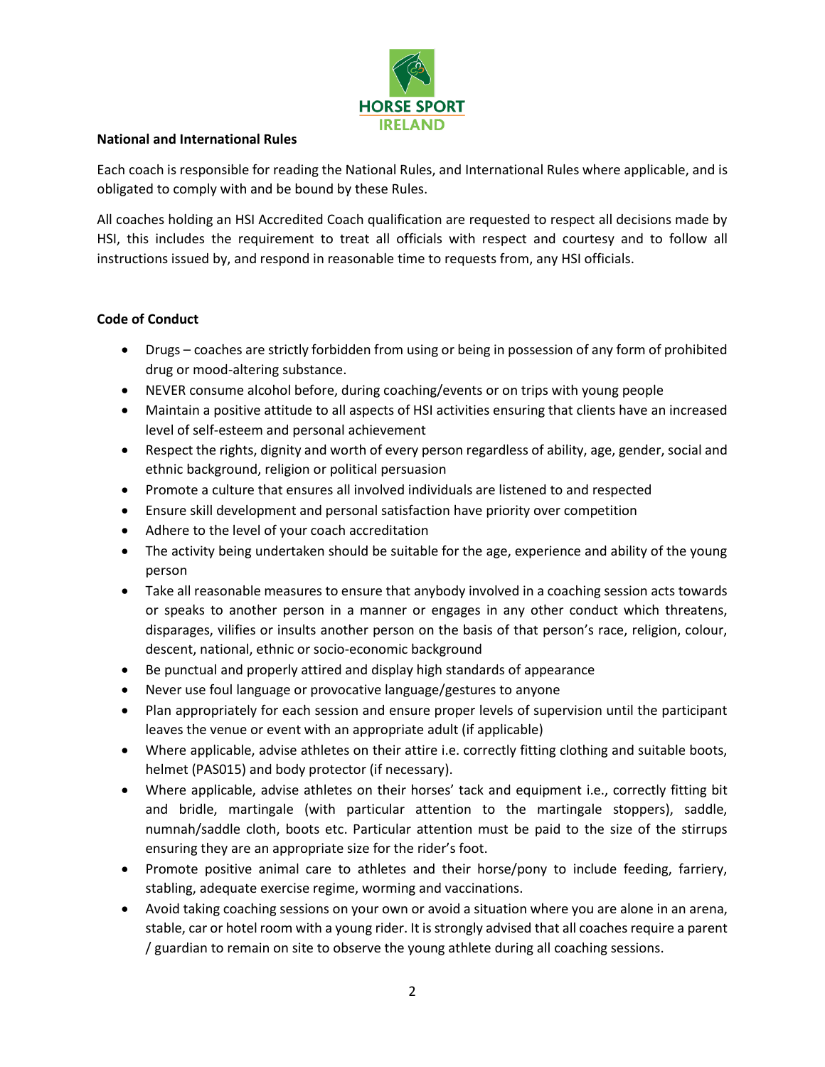**National and International Rules**

Each coach is responsible for reading the National Rules, and International Rules where applicable, and is obligated to comply with and be bound by these Rules.

All coaches holding an HSI Accredited Coach qualification are requested to respect all decisions made by HSI, this includes the requirement to treat all officials with respect and courtesy and to follow all instructions issued by, and respond in reasonable time to requests from, any HSI officials.

**Code of Conduct**

- Drugs – coaches are strictly forbidden from using or being in possession of any form of prohibited drug or mood-altering substance.
- NEVER consume alcohol before, during coaching/events or on trips with young people
- Maintain a positive attitude to all aspects of HSI activities ensuring that clients have an increased level of self-esteem and personal achievement
- Respect the rights, dignity and worth of every person regardless of ability, age, gender, social and ethnic background, religion or political persuasion
- Promote a culture that ensures all involved individuals are listened to and respected
- Ensure skill development and personal satisfaction have priority over competition
- Adhere to the level of your coach accreditation
- The activity being undertaken should be suitable for the age, experience and ability of the young person
- Take all reasonable measures to ensure that anybody involved in a coaching session acts towards or speaks to another person in a manner or engages in any other conduct which threatens, disparages, vilifies or insults another person on the basis of that person's race, religion, colour, descent, national, ethnic or socio-economic background
- Be punctual and properly attired and display high standards of appearance
- Never use foul language or provocative language/gestures to anyone
- Plan appropriately for each session and ensure proper levels of supervision until the participant leaves the venue or event with an appropriate adult (if applicable)
- Where applicable, advise athletes on their attire i.e. correctly fitting clothing and suitable boots, helmet (PAS015) and body protector (if necessary).
- Where applicable, advise athletes on their horses' tack and equipment i.e., correctly fitting bit and bridle, martingale (with particular attention to the martingale stoppers), saddle, numnah/saddle cloth, boots etc. Particular attention must be paid to the size of the stirrups ensuring they are an appropriate size for the rider's foot.
- Promote positive animal care to athletes and their horse/pony to include feeding, farriery, stabling, adequate exercise regime, worming and vaccinations.
- Avoid taking coaching sessions on your own or avoid a situation where you are alone in an arena, stable, car or hotel room with a young rider. It is strongly advised that all coaches require a parent / guardian to remain on site to observe the young athlete during all coaching sessions.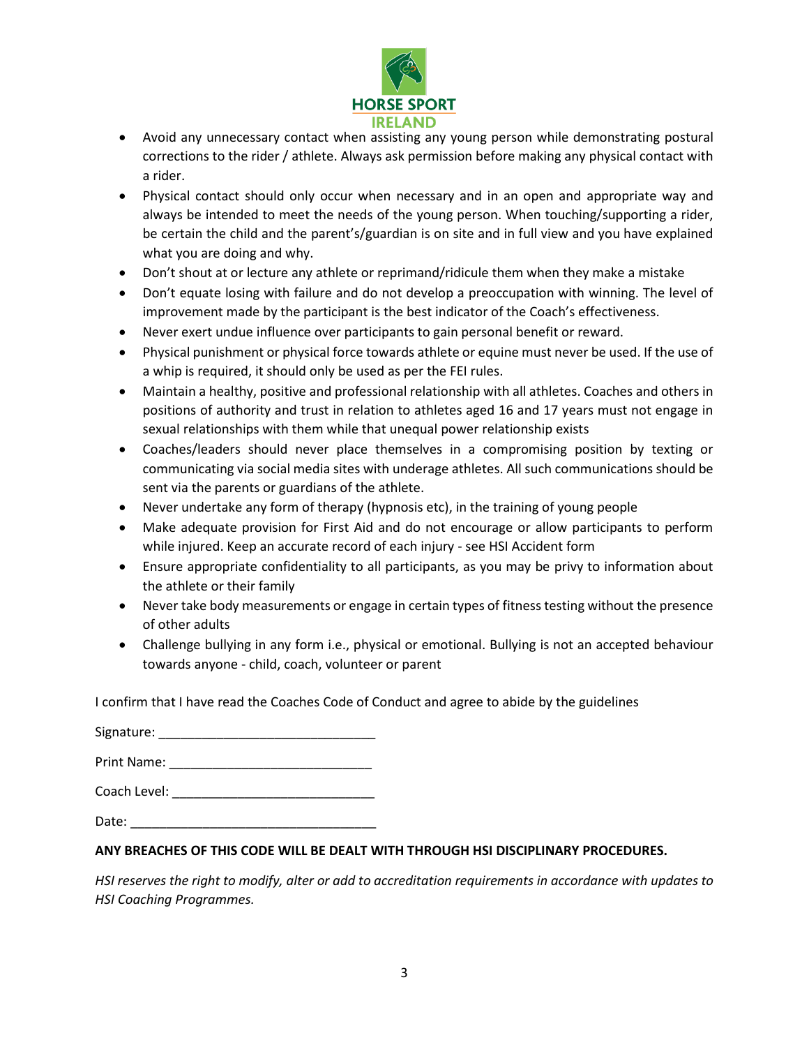- Avoid any unnecessary contact when assisting any young person while demonstrating postural corrections to the rider / athlete. Always ask permission before making any physical contact with a rider.
- Physical contact should only occur when necessary and in an open and appropriate way and always be intended to meet the needs of the young person. When touching/supporting a rider, be certain the child and the parent's/guardian is on site and in full view and you have explained what you are doing and why.
- Don't shout at or lecture any athlete or reprimand/ridicule them when they make a mistake
- Don't equate losing with failure and do not develop a preoccupation with winning. The level of improvement made by the participant is the best indicator of the Coach's effectiveness.
- Never exert undue influence over participants to gain personal benefit or reward.
- Physical punishment or physical force towards athlete or equine must never be used. If the use of a whip is required, it should only be used as per the FEI rules.
- Maintain a healthy, positive and professional relationship with all athletes. Coaches and others in positions of authority and trust in relation to athletes aged 16 and 17 years must not engage in sexual relationships with them while that unequal power relationship exists
- Coaches/leaders should never place themselves in a compromising position by texting or communicating via social media sites with underage athletes. All such communications should be sent via the parents or guardians of the athlete.
- Never undertake any form of therapy (hypnosis etc), in the training of young people
- Make adequate provision for First Aid and do not encourage or allow participants to perform while injured. Keep an accurate record of each injury - see HSI Accident form
- Ensure appropriate confidentiality to all participants, as you may be privy to information about the athlete or their family
- Never take body measurements or engage in certain types of fitness testing without the presence of other adults
- Challenge bullying in any form i.e., physical or emotional. Bullying is not an accepted behaviour towards anyone - child, coach, volunteer or parent

I confirm that I have read the Coaches Code of Conduct and agree to abide by the guidelines

Signature: ______________________________

Print Name: ____________________________

Coach Level: ____________________________

Date: __________________________________

**ANY BREACHES OF THIS CODE WILL BE DEALT WITH THROUGH HSI DISCIPLINARY PROCEDURES.**

*HSI reserves the right to modify, alter or add to accreditation requirements in accordance with updates to HSI Coaching Programmes.*